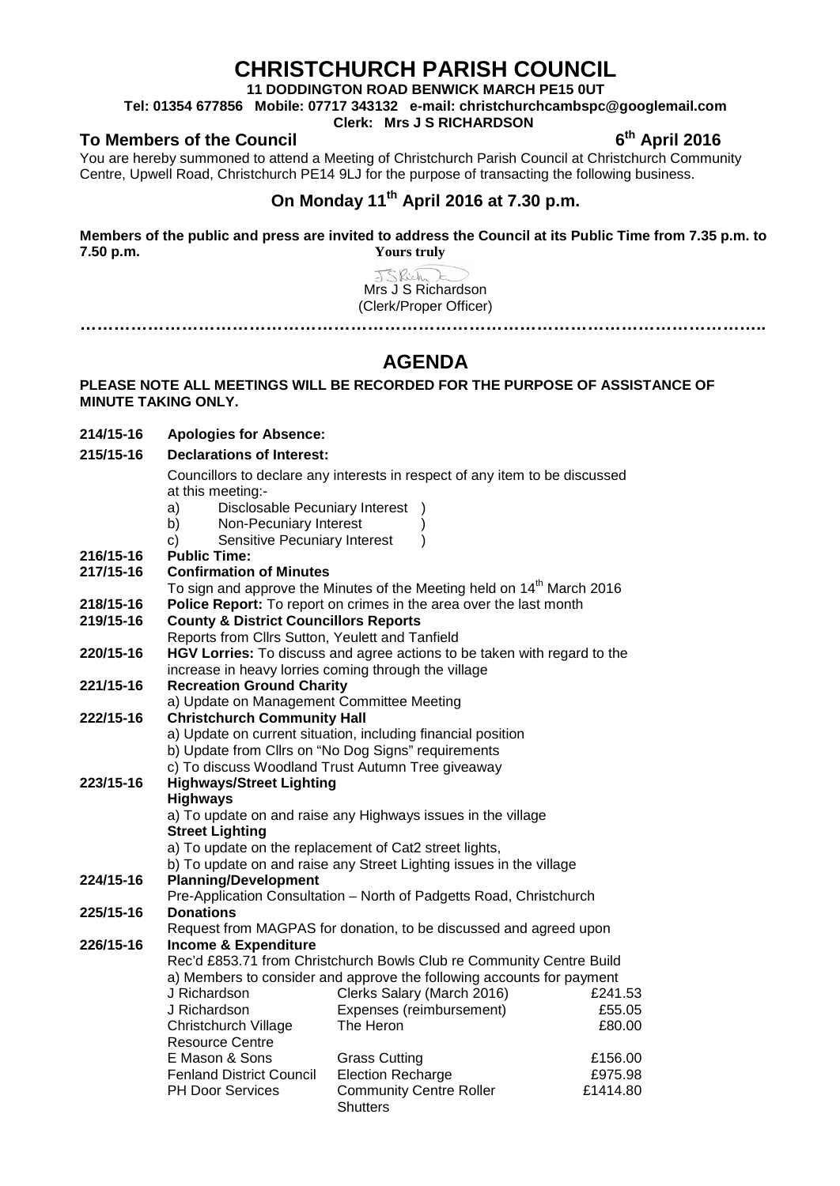# CHRISTCHURCH PARISH COUNCIL

**11 DODDINGTON ROAD BENWICK MARCH PE15 0UT**

**Tel: 01354 677856 Mobile: 07717 343132 e-mail: christchurchcambspc@googlemail.com**

**Clerk: Mrs J S RICHARDSON**

**To Members of the Council** **6th April 2016**

You are hereby summoned to attend a Meeting of Christchurch Parish Council at Christchurch Community Centre, Upwell Road, Christchurch PE14 9LJ for the purpose of transacting the following business.

## On Monday 11th April 2016 at 7.30 p.m.

**Members of the public and press are invited to address the Council at its Public Time from 7.35 p.m. to 7.50 p.m.**

**Yours truly**

Mrs J S Richardson
(Clerk/Proper Officer)

……………………………………………………………………………………………………………

## AGENDA

**PLEASE NOTE ALL MEETINGS WILL BE RECORDED FOR THE PURPOSE OF ASSISTANCE OF MINUTE TAKING ONLY.**

**214/15-16 Apologies for Absence:**

**215/15-16 Declarations of Interest:**

Councillors to declare any interests in respect of any item to be discussed at this meeting:-

a) Disclosable Pecuniary Interest )
b) Non-Pecuniary Interest )
c) Sensitive Pecuniary Interest )

**216/15-16 Public Time:**

**217/15-16 Confirmation of Minutes**

To sign and approve the Minutes of the Meeting held on 14th March 2016

**218/15-16 Police Report:** To report on crimes in the area over the last month

**219/15-16 County & District Councillors Reports**

Reports from Cllrs Sutton, Yeulett and Tanfield

**220/15-16 HGV Lorries:** To discuss and agree actions to be taken with regard to the increase in heavy lorries coming through the village

**221/15-16 Recreation Ground Charity**

a) Update on Management Committee Meeting

**222/15-16 Christchurch Community Hall**

a) Update on current situation, including financial position
b) Update from Cllrs on "No Dog Signs" requirements
c) To discuss Woodland Trust Autumn Tree giveaway

**223/15-16 Highways/Street Lighting**

**Highways**

a) To update on and raise any Highways issues in the village

**Street Lighting**

a) To update on the replacement of Cat2 street lights,
b) To update on and raise any Street Lighting issues in the village

**224/15-16 Planning/Development**

Pre-Application Consultation – North of Padgetts Road, Christchurch

**225/15-16 Donations**

Request from MAGPAS for donation, to be discussed and agreed upon

**226/15-16 Income & Expenditure**

Rec'd £853.71 from Christchurch Bowls Club re Community Centre Build

a) Members to consider and approve the following accounts for payment

| | | |
|---|---|---|
| J Richardson | Clerks Salary (March 2016) | £241.53 |
| J Richardson | Expenses (reimbursement) | £55.05 |
| Christchurch Village Resource Centre | The Heron | £80.00 |
| E Mason & Sons | Grass Cutting | £156.00 |
| Fenland District Council | Election Recharge | £975.98 |
| PH Door Services | Community Centre Roller Shutters | £1414.80 |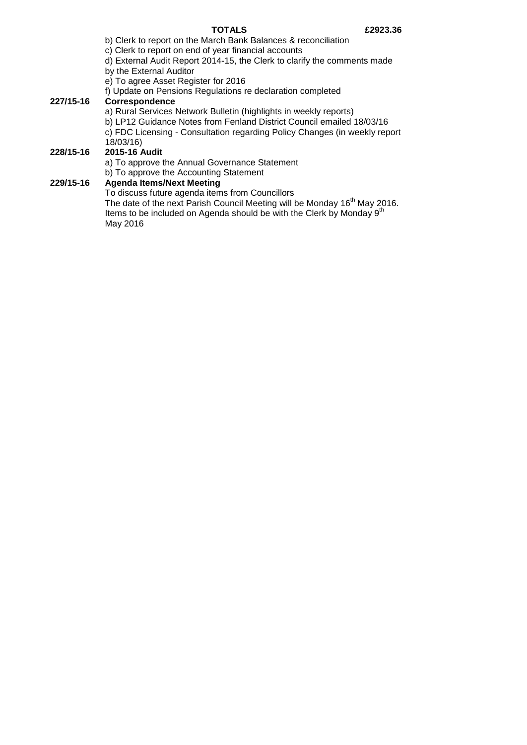**TOTALS** **£2923.36**

b) Clerk to report on the March Bank Balances & reconciliation
c) Clerk to report on end of year financial accounts
d) External Audit Report 2014-15, the Clerk to clarify the comments made by the External Auditor
e) To agree Asset Register for 2016
f) Update on Pensions Regulations re declaration completed

**227/15-16 Correspondence**

a) Rural Services Network Bulletin (highlights in weekly reports)
b) LP12 Guidance Notes from Fenland District Council emailed 18/03/16
c) FDC Licensing - Consultation regarding Policy Changes (in weekly report 18/03/16)

**228/15-16 2015-16 Audit**

a) To approve the Annual Governance Statement
b) To approve the Accounting Statement

**229/15-16 Agenda Items/Next Meeting**

To discuss future agenda items from Councillors
The date of the next Parish Council Meeting will be Monday 16th May 2016.
Items to be included on Agenda should be with the Clerk by Monday 9th May 2016